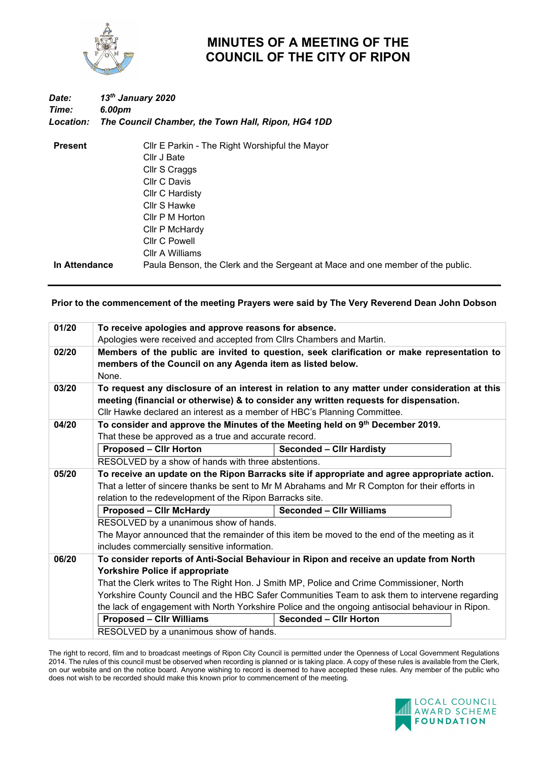# MINUTES OF A MEETING OF THE COUNCIL OF THE CITY OF RIPON

***Date:*** ***13th January 2020***
***Time:*** ***6.00pm***
***Location:*** ***The Council Chamber, the Town Hall, Ripon, HG4 1DD***

| | |
|---|---|
| **Present** | Cllr E Parkin - The Right Worshipful the Mayor |
| | Cllr J Bate |
| | Cllr S Craggs |
| | Cllr C Davis |
| | Cllr C Hardisty |
| | Cllr S Hawke |
| | Cllr P M Horton |
| | Cllr P McHardy |
| | Cllr C Powell |
| | Cllr A Williams |
| **In Attendance** | Paula Benson, the Clerk and the Sergeant at Mace and one member of the public. |

---

**Prior to the commencement of the meeting Prayers were said by The Very Reverend Dean John Dobson**

| | |
|---|---|
| **01/20** | **To receive apologies and approve reasons for absence.**<br>Apologies were received and accepted from Cllrs Chambers and Martin. |
| **02/20** | **Members of the public are invited to question, seek clarification or make representation to members of the Council on any Agenda item as listed below.**<br>None. |
| **03/20** | **To request any disclosure of an interest in relation to any matter under consideration at this meeting (financial or otherwise) & to consider any written requests for dispensation.**<br>Cllr Hawke declared an interest as a member of HBC's Planning Committee. |
| **04/20** | **To consider and approve the Minutes of the Meeting held on 9th December 2019.**<br>That these be approved as a true and accurate record.<br>**Proposed – Cllr Horton** \| **Seconded – Cllr Hardisty**<br>RESOLVED by a show of hands with three abstentions. |
| **05/20** | **To receive an update on the Ripon Barracks site if appropriate and agree appropriate action.**<br>That a letter of sincere thanks be sent to Mr M Abrahams and Mr R Compton for their efforts in relation to the redevelopment of the Ripon Barracks site.<br>**Proposed – Cllr McHardy** \| **Seconded – Cllr Williams**<br>RESOLVED by a unanimous show of hands.<br>The Mayor announced that the remainder of this item be moved to the end of the meeting as it includes commercially sensitive information. |
| **06/20** | **To consider reports of Anti-Social Behaviour in Ripon and receive an update from North Yorkshire Police if appropriate**<br>That the Clerk writes to The Right Hon. J Smith MP, Police and Crime Commissioner, North Yorkshire County Council and the HBC Safer Communities Team to ask them to intervene regarding the lack of engagement with North Yorkshire Police and the ongoing antisocial behaviour in Ripon.<br>**Proposed – Cllr Williams** \| **Seconded – Cllr Horton**<br>RESOLVED by a unanimous show of hands. |

The right to record, film and to broadcast meetings of Ripon City Council is permitted under the Openness of Local Government Regulations 2014. The rules of this council must be observed when recording is planned or is taking place. A copy of these rules is available from the Clerk, on our website and on the notice board. Anyone wishing to record is deemed to have accepted these rules. Any member of the public who does not wish to be recorded should make this known prior to commencement of the meeting.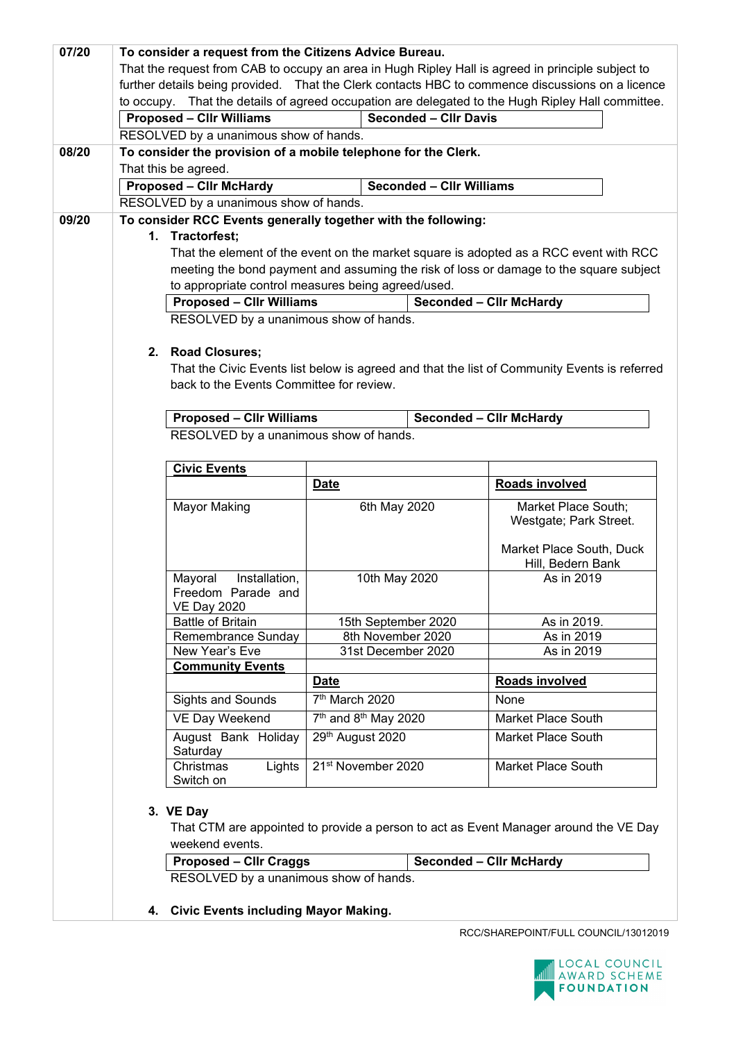| | |
|---|---|
| 07/20 | **To consider a request from the Citizens Advice Bureau.** |

That the request from CAB to occupy an area in Hugh Ripley Hall is agreed in principle subject to further details being provided. That the Clerk contacts HBC to commence discussions on a licence to occupy. That the details of agreed occupation are delegated to the Hugh Ripley Hall committee.

| | |
|---|---|
| **Proposed – Cllr Williams** | **Seconded – Cllr Davis** |

RESOLVED by a unanimous show of hands.

**08/20** **To consider the provision of a mobile telephone for the Clerk.**

That this be agreed.

| | |
|---|---|
| **Proposed – Cllr McHardy** | **Seconded – Cllr Williams** |

RESOLVED by a unanimous show of hands.

**09/20** **To consider RCC Events generally together with the following:**

1. **Tractorfest;**

   That the element of the event on the market square is adopted as a RCC event with RCC meeting the bond payment and assuming the risk of loss or damage to the square subject to appropriate control measures being agreed/used.

   | | |
   |---|---|
   | **Proposed – Cllr Williams** | **Seconded – Cllr McHardy** |

   RESOLVED by a unanimous show of hands.

2. **Road Closures;**

   That the Civic Events list below is agreed and that the list of Community Events is referred back to the Events Committee for review.

   | | |
   |---|---|
   | **Proposed – Cllr Williams** | **Seconded – Cllr McHardy** |

   RESOLVED by a unanimous show of hands.

| **Civic Events** | | |
|---|---|---|
| | **Date** | **Roads involved** |
| Mayor Making | 6th May 2020 | Market Place South; Westgate; Park Street.<br><br>Market Place South, Duck Hill, Bedern Bank |
| Mayoral Installation, Freedom Parade and VE Day 2020 | 10th May 2020 | As in 2019 |
| Battle of Britain | 15th September 2020 | As in 2019. |
| Remembrance Sunday | 8th November 2020 | As in 2019 |
| New Year's Eve | 31st December 2020 | As in 2019 |
| **Community Events** | | |
| | **Date** | **Roads involved** |
| Sights and Sounds | 7th March 2020 | None |
| VE Day Weekend | 7th and 8th May 2020 | Market Place South |
| August Bank Holiday Saturday | 29th August 2020 | Market Place South |
| Christmas Lights Switch on | 21st November 2020 | Market Place South |

3. **VE Day**

   That CTM are appointed to provide a person to act as Event Manager around the VE Day weekend events.

   | | |
   |---|---|
   | **Proposed – Cllr Craggs** | **Seconded – Cllr McHardy** |

   RESOLVED by a unanimous show of hands.

4. **Civic Events including Mayor Making.**

RCC/SHAREPOINT/FULL COUNCIL/13012019

LOCAL COUNCIL AWARD SCHEME FOUNDATION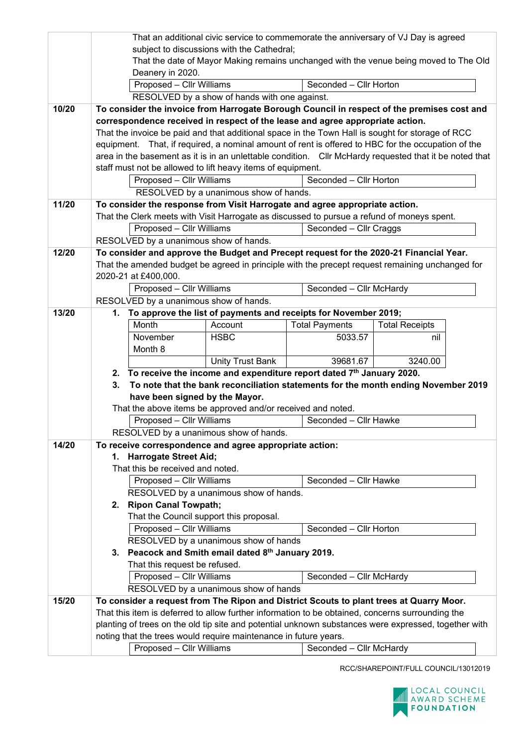That an additional civic service to commemorate the anniversary of VJ Day is agreed subject to discussions with the Cathedral;

That the date of Mayor Making remains unchanged with the venue being moved to The Old Deanery in 2020.

| | |
|---|---|
| Proposed – Cllr Williams | Seconded – Cllr Horton |

RESOLVED by a show of hands with one against.

**10/20 To consider the invoice from Harrogate Borough Council in respect of the premises cost and correspondence received in respect of the lease and agree appropriate action.**

That the invoice be paid and that additional space in the Town Hall is sought for storage of RCC equipment. That, if required, a nominal amount of rent is offered to HBC for the occupation of the area in the basement as it is in an unlettable condition. Cllr McHardy requested that it be noted that staff must not be allowed to lift heavy items of equipment.

| | |
|---|---|
| Proposed – Cllr Williams | Seconded – Cllr Horton |

RESOLVED by a unanimous show of hands.

**11/20 To consider the response from Visit Harrogate and agree appropriate action.**

That the Clerk meets with Visit Harrogate as discussed to pursue a refund of moneys spent.

| | |
|---|---|
| Proposed – Cllr Williams | Seconded – Cllr Craggs |

RESOLVED by a unanimous show of hands.

**12/20 To consider and approve the Budget and Precept request for the 2020-21 Financial Year.**

That the amended budget be agreed in principle with the precept request remaining unchanged for 2020-21 at £400,000.

| | |
|---|---|
| Proposed – Cllr Williams | Seconded – Cllr McHardy |

RESOLVED by a unanimous show of hands.

**13/20**

1. **To approve the list of payments and receipts for November 2019;**

| Month | Account | Total Payments | Total Receipts |
|---|---|---|---|
| November Month 8 | HSBC | 5033.57 | nil |
| | Unity Trust Bank | 39681.67 | 3240.00 |

2. **To receive the income and expenditure report dated 7th January 2020.**
3. **To note that the bank reconciliation statements for the month ending November 2019 have been signed by the Mayor.**

That the above items be approved and/or received and noted.

| | |
|---|---|
| Proposed – Cllr Williams | Seconded – Cllr Hawke |

RESOLVED by a unanimous show of hands.

**14/20 To receive correspondence and agree appropriate action:**

1. **Harrogate Street Aid;**

That this be received and noted.

| | |
|---|---|
| Proposed – Cllr Williams | Seconded – Cllr Hawke |

RESOLVED by a unanimous show of hands.

2. **Ripon Canal Towpath;**

That the Council support this proposal.

| | |
|---|---|
| Proposed – Cllr Williams | Seconded – Cllr Horton |

RESOLVED by a unanimous show of hands

3. **Peacock and Smith email dated 8th January 2019.**

That this request be refused.

| | |
|---|---|
| Proposed – Cllr Williams | Seconded – Cllr McHardy |

RESOLVED by a unanimous show of hands

**15/20 To consider a request from The Ripon and District Scouts to plant trees at Quarry Moor.**

That this item is deferred to allow further information to be obtained, concerns surrounding the planting of trees on the old tip site and potential unknown substances were expressed, together with noting that the trees would require maintenance in future years.

| | |
|---|---|
| Proposed – Cllr Williams | Seconded – Cllr McHardy |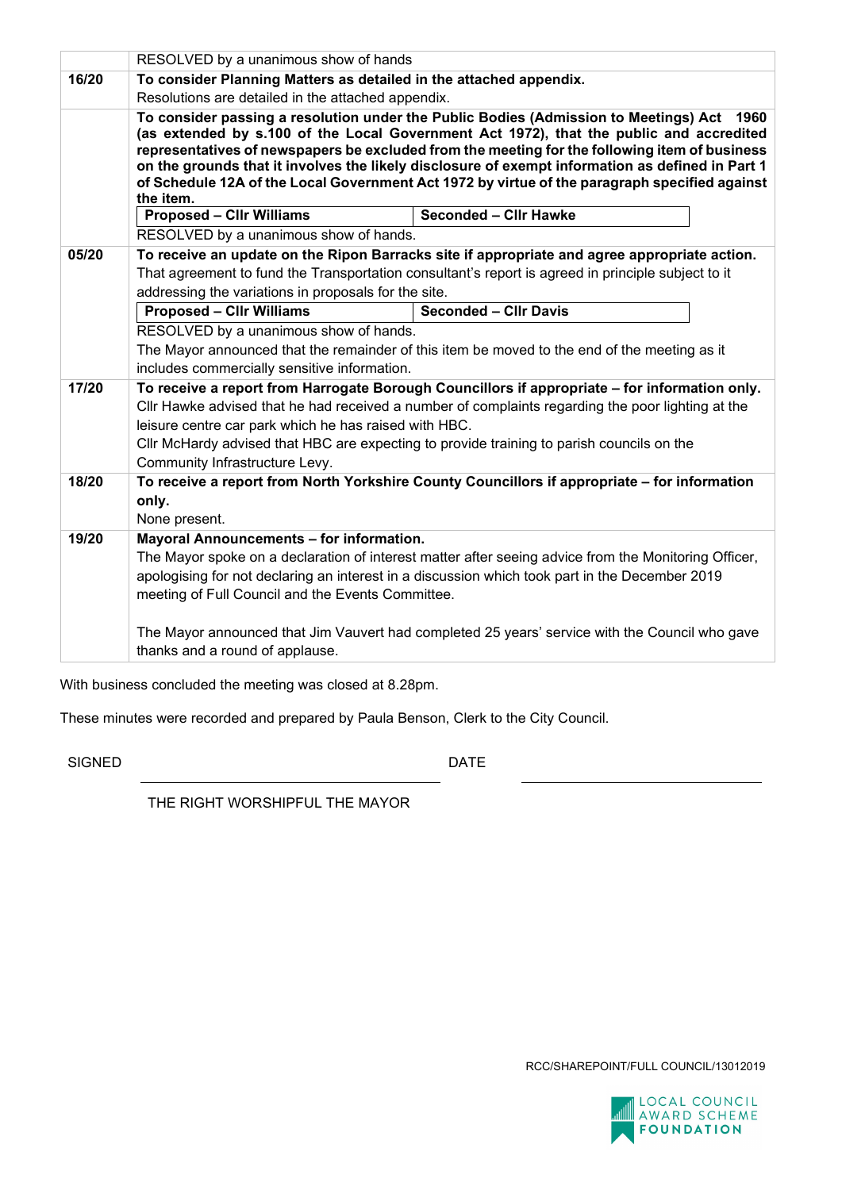| | |
|---|---|
| | RESOLVED by a unanimous show of hands |
| **16/20** | **To consider Planning Matters as detailed in the attached appendix.**<br>Resolutions are detailed in the attached appendix. |
| | **To consider passing a resolution under the Public Bodies (Admission to Meetings) Act 1960 (as extended by s.100 of the Local Government Act 1972), that the public and accredited representatives of newspapers be excluded from the meeting for the following item of business on the grounds that it involves the likely disclosure of exempt information as defined in Part 1 of Schedule 12A of the Local Government Act 1972 by virtue of the paragraph specified against the item.**<br>**Proposed – Cllr Williams** \| **Seconded – Cllr Hawke**<br>RESOLVED by a unanimous show of hands. |
| **05/20** | **To receive an update on the Ripon Barracks site if appropriate and agree appropriate action.**<br>That agreement to fund the Transportation consultant's report is agreed in principle subject to it addressing the variations in proposals for the site.<br>**Proposed – Cllr Williams** \| **Seconded – Cllr Davis**<br>RESOLVED by a unanimous show of hands.<br>The Mayor announced that the remainder of this item be moved to the end of the meeting as it includes commercially sensitive information. |
| **17/20** | **To receive a report from Harrogate Borough Councillors if appropriate – for information only.**<br>Cllr Hawke advised that he had received a number of complaints regarding the poor lighting at the leisure centre car park which he has raised with HBC.<br>Cllr McHardy advised that HBC are expecting to provide training to parish councils on the Community Infrastructure Levy. |
| **18/20** | **To receive a report from North Yorkshire County Councillors if appropriate – for information only.**<br>None present. |
| **19/20** | **Mayoral Announcements – for information.**<br>The Mayor spoke on a declaration of interest matter after seeing advice from the Monitoring Officer, apologising for not declaring an interest in a discussion which took part in the December 2019 meeting of Full Council and the Events Committee.<br><br>The Mayor announced that Jim Vauvert had completed 25 years' service with the Council who gave thanks and a round of applause. |

With business concluded the meeting was closed at 8.28pm.

These minutes were recorded and prepared by Paula Benson, Clerk to the City Council.

SIGNED ______________________________ DATE ______________________________

THE RIGHT WORSHIPFUL THE MAYOR

RCC/SHAREPOINT/FULL COUNCIL/13012019

LOCAL COUNCIL AWARD SCHEME FOUNDATION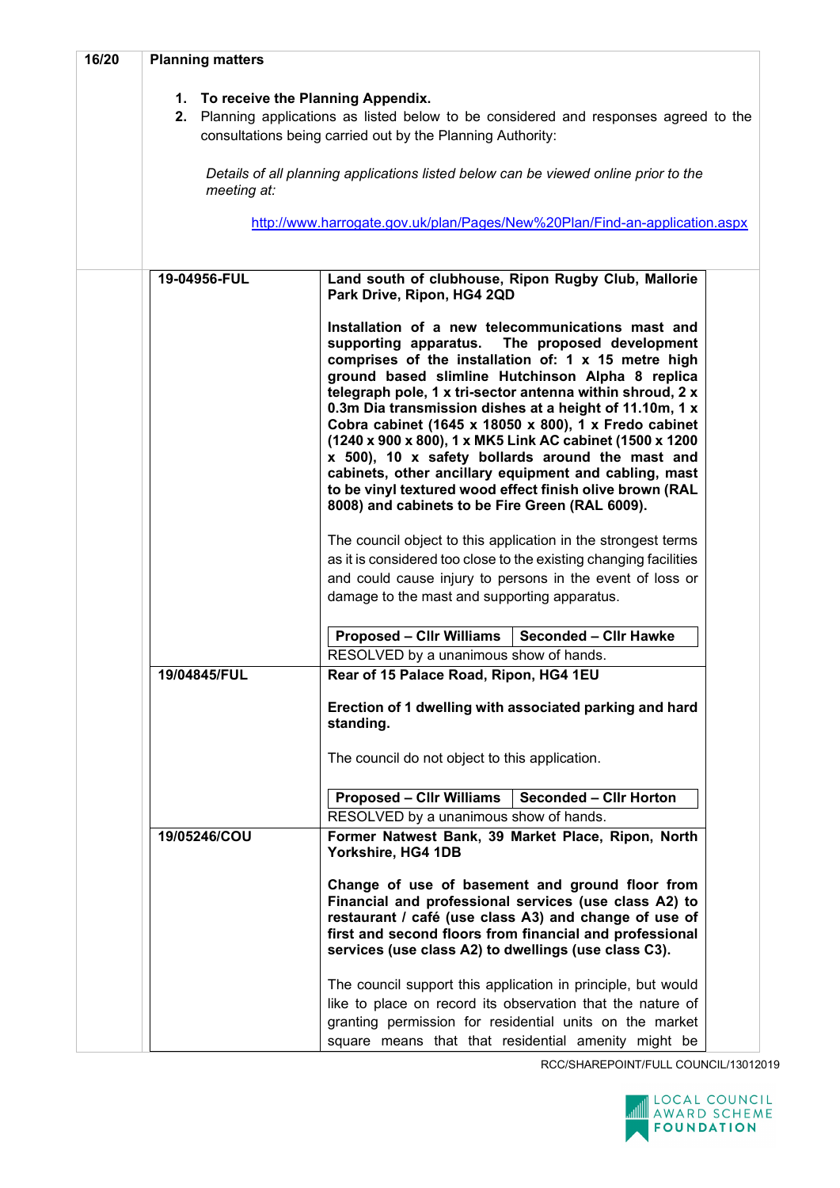| | |
|---|---|
| **16/20** | **Planning matters** |

1. **To receive the Planning Appendix.**
2. Planning applications as listed below to be considered and responses agreed to the consultations being carried out by the Planning Authority:

*Details of all planning applications listed below can be viewed online prior to the meeting at:*

http://www.harrogate.gov.uk/plan/Pages/New%20Plan/Find-an-application.aspx

| | |
|---|---|
| **19-04956-FUL** | **Land south of clubhouse, Ripon Rugby Club, Mallorie Park Drive, Ripon, HG4 2QD**<br><br>**Installation of a new telecommunications mast and supporting apparatus. The proposed development comprises of the installation of: 1 x 15 metre high ground based slimline Hutchinson Alpha 8 replica telegraph pole, 1 x tri-sector antenna within shroud, 2 x 0.3m Dia transmission dishes at a height of 11.10m, 1 x Cobra cabinet (1645 x 18050 x 800), 1 x Fredo cabinet (1240 x 900 x 800), 1 x MK5 Link AC cabinet (1500 x 1200 x 500), 10 x safety bollards around the mast and cabinets, other ancillary equipment and cabling, mast to be vinyl textured wood effect finish olive brown (RAL 8008) and cabinets to be Fire Green (RAL 6009).**<br><br>The council object to this application in the strongest terms as it is considered too close to the existing changing facilities and could cause injury to persons in the event of loss or damage to the mast and supporting apparatus.<br><br>**Proposed – Cllr Williams** \| **Seconded – Cllr Hawke**<br>RESOLVED by a unanimous show of hands. |
| **19/04845/FUL** | **Rear of 15 Palace Road, Ripon, HG4 1EU**<br><br>**Erection of 1 dwelling with associated parking and hard standing.**<br><br>The council do not object to this application.<br><br>**Proposed – Cllr Williams** \| **Seconded – Cllr Horton**<br>RESOLVED by a unanimous show of hands. |
| **19/05246/COU** | **Former Natwest Bank, 39 Market Place, Ripon, North Yorkshire, HG4 1DB**<br><br>**Change of use of basement and ground floor from Financial and professional services (use class A2) to restaurant / café (use class A3) and change of use of first and second floors from financial and professional services (use class A2) to dwellings (use class C3).**<br><br>The council support this application in principle, but would like to place on record its observation that the nature of granting permission for residential units on the market square means that that residential amenity might be |

RCC/SHAREPOINT/FULL COUNCIL/13012019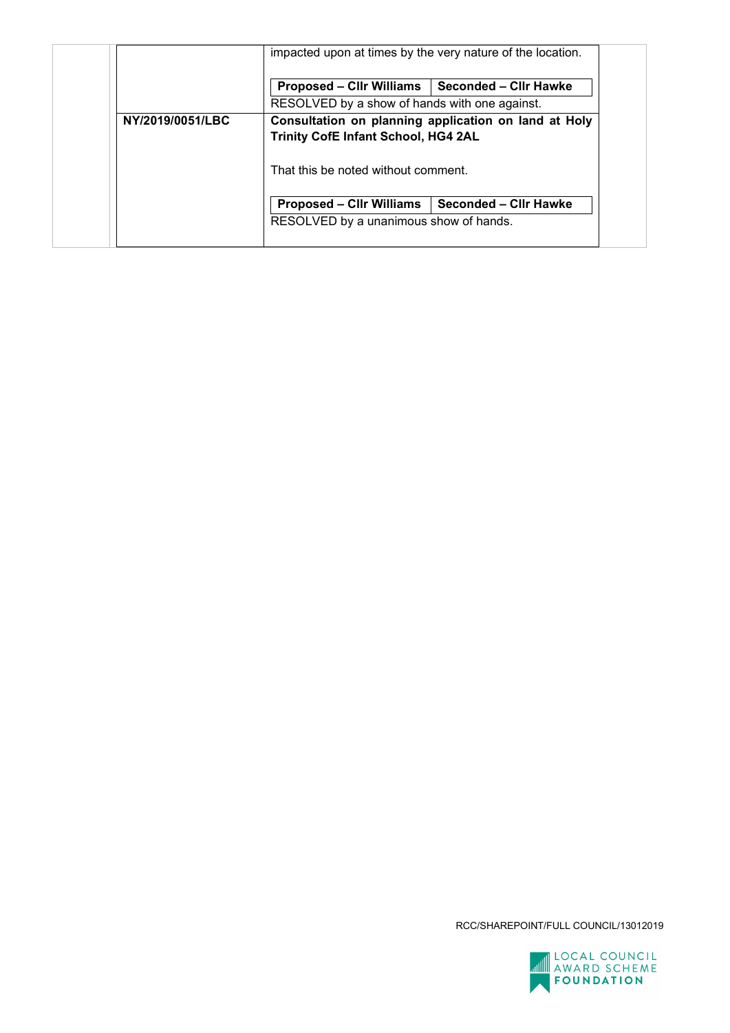| | | | |
|---|---|---|---|
| | | impacted upon at times by the very nature of the location.<br><br>**Proposed – Cllr Williams** \| **Seconded – Cllr Hawke**<br>RESOLVED by a show of hands with one against. | |
| | **NY/2019/0051/LBC** | **Consultation on planning application on land at Holy Trinity CofE Infant School, HG4 2AL**<br><br>That this be noted without comment.<br><br>**Proposed – Cllr Williams** \| **Seconded – Cllr Hawke**<br>RESOLVED by a unanimous show of hands. | |

RCC/SHAREPOINT/FULL COUNCIL/13012019